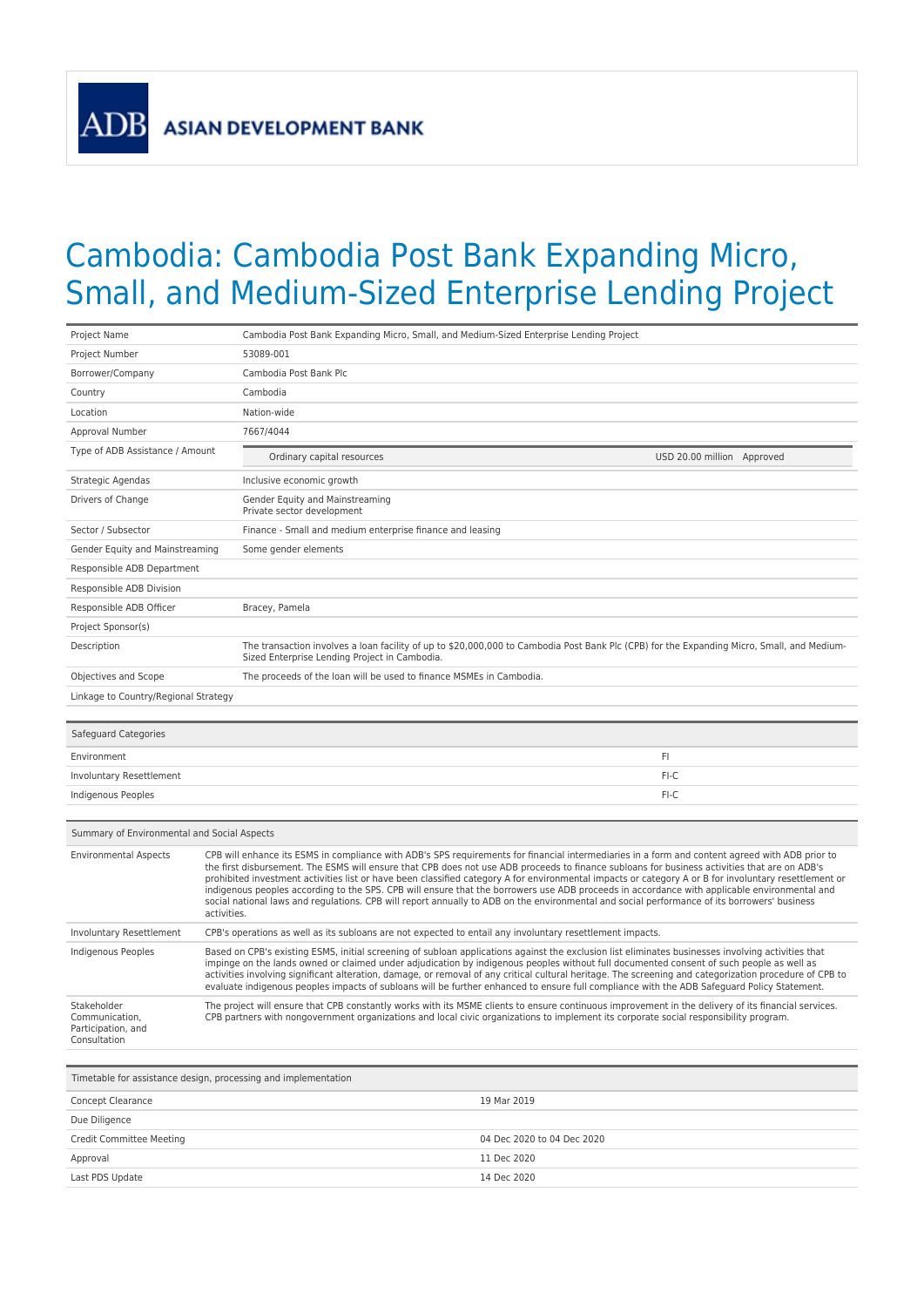ADB ASIAN DEVELOPMENT BANK

# Cambodia: Cambodia Post Bank Expanding Micro, Small, and Medium-Sized Enterprise Lending Project

| | |
|---|---|
| Project Name | Cambodia Post Bank Expanding Micro, Small, and Medium-Sized Enterprise Lending Project |
| Project Number | 53089-001 |
| Borrower/Company | Cambodia Post Bank Plc |
| Country | Cambodia |
| Location | Nation-wide |
| Approval Number | 7667/4044 |
| Type of ADB Assistance / Amount | Ordinary capital resources — USD 20.00 million Approved |
| Strategic Agendas | Inclusive economic growth |
| Drivers of Change | Gender Equity and Mainstreaming<br>Private sector development |
| Sector / Subsector | Finance - Small and medium enterprise finance and leasing |
| Gender Equity and Mainstreaming | Some gender elements |
| Responsible ADB Department | |
| Responsible ADB Division | |
| Responsible ADB Officer | Bracey, Pamela |
| Project Sponsor(s) | |
| Description | The transaction involves a loan facility of up to $20,000,000 to Cambodia Post Bank Plc (CPB) for the Expanding Micro, Small, and Medium-Sized Enterprise Lending Project in Cambodia. |
| Objectives and Scope | The proceeds of the loan will be used to finance MSMEs in Cambodia. |
| Linkage to Country/Regional Strategy | |

| Safeguard Categories | |
|---|---|
| Environment | FI |
| Involuntary Resettlement | FI-C |
| Indigenous Peoples | FI-C |

| Summary of Environmental and Social Aspects | |
|---|---|
| Environmental Aspects | CPB will enhance its ESMS in compliance with ADB's SPS requirements for financial intermediaries in a form and content agreed with ADB prior to the first disbursement. The ESMS will ensure that CPB does not use ADB proceeds to finance subloans for business activities that are on ADB's prohibited investment activities list or have been classified category A for environmental impacts or category A or B for involuntary resettlement or indigenous peoples according to the SPS. CPB will ensure that the borrowers use ADB proceeds in accordance with applicable environmental and social national laws and regulations. CPB will report annually to ADB on the environmental and social performance of its borrowers' business activities. |
| Involuntary Resettlement | CPB's operations as well as its subloans are not expected to entail any involuntary resettlement impacts. |
| Indigenous Peoples | Based on CPB's existing ESMS, initial screening of subloan applications against the exclusion list eliminates businesses involving activities that impinge on the lands owned or claimed under adjudication by indigenous peoples without full documented consent of such people as well as activities involving significant alteration, damage, or removal of any critical cultural heritage. The screening and categorization procedure of CPB to evaluate indigenous peoples impacts of subloans will be further enhanced to ensure full compliance with the ADB Safeguard Policy Statement. |
| Stakeholder Communication, Participation, and Consultation | The project will ensure that CPB constantly works with its MSME clients to ensure continuous improvement in the delivery of its financial services. CPB partners with nongovernment organizations and local civic organizations to implement its corporate social responsibility program. |

| Timetable for assistance design, processing and implementation | |
|---|---|
| Concept Clearance | 19 Mar 2019 |
| Due Diligence | |
| Credit Committee Meeting | 04 Dec 2020 to 04 Dec 2020 |
| Approval | 11 Dec 2020 |
| Last PDS Update | 14 Dec 2020 |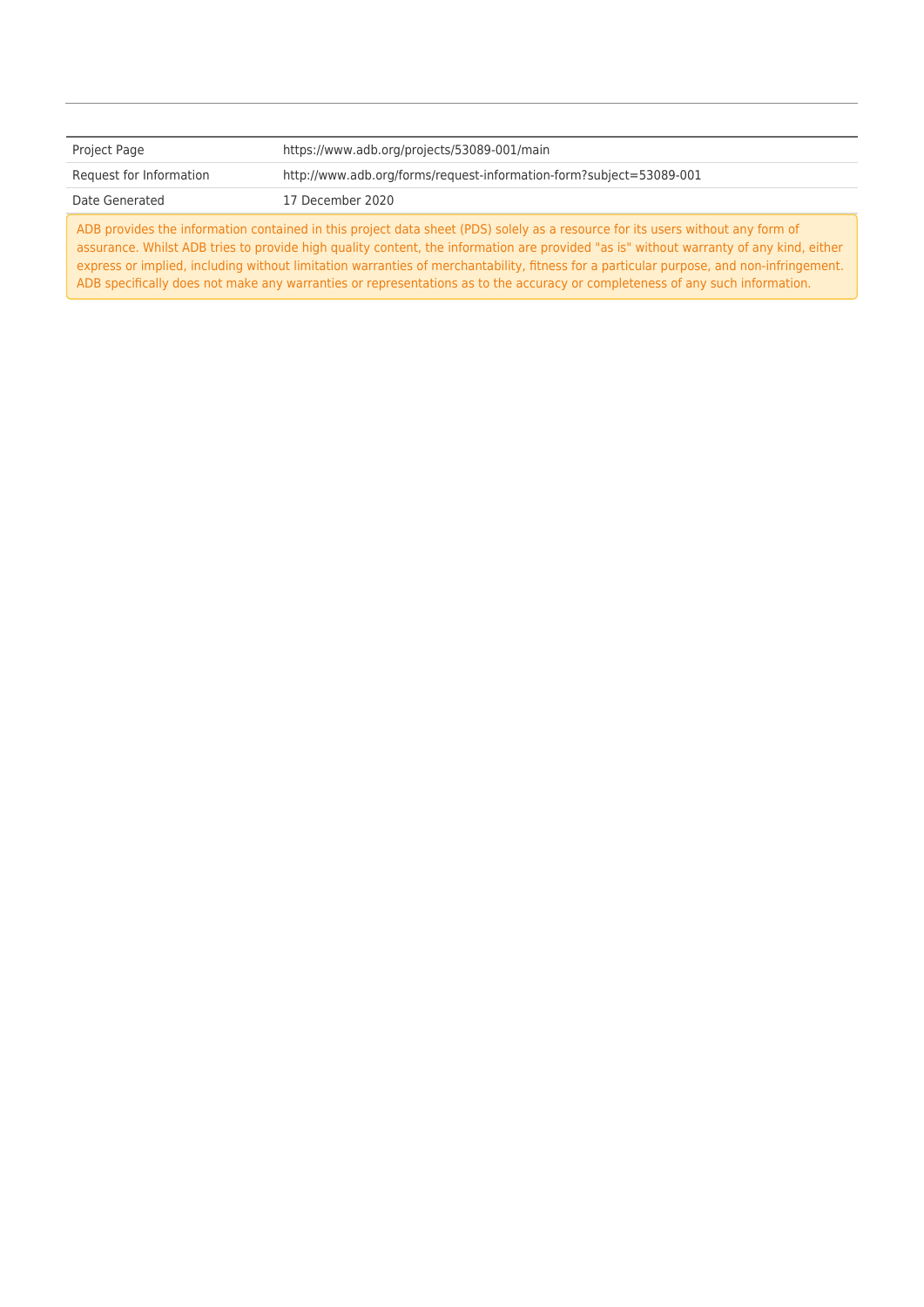| | |
|---|---|
| Project Page | https://www.adb.org/projects/53089-001/main |
| Request for Information | http://www.adb.org/forms/request-information-form?subject=53089-001 |
| Date Generated | 17 December 2020 |

ADB provides the information contained in this project data sheet (PDS) solely as a resource for its users without any form of assurance. Whilst ADB tries to provide high quality content, the information are provided "as is" without warranty of any kind, either express or implied, including without limitation warranties of merchantability, fitness for a particular purpose, and non-infringement. ADB specifically does not make any warranties or representations as to the accuracy or completeness of any such information.